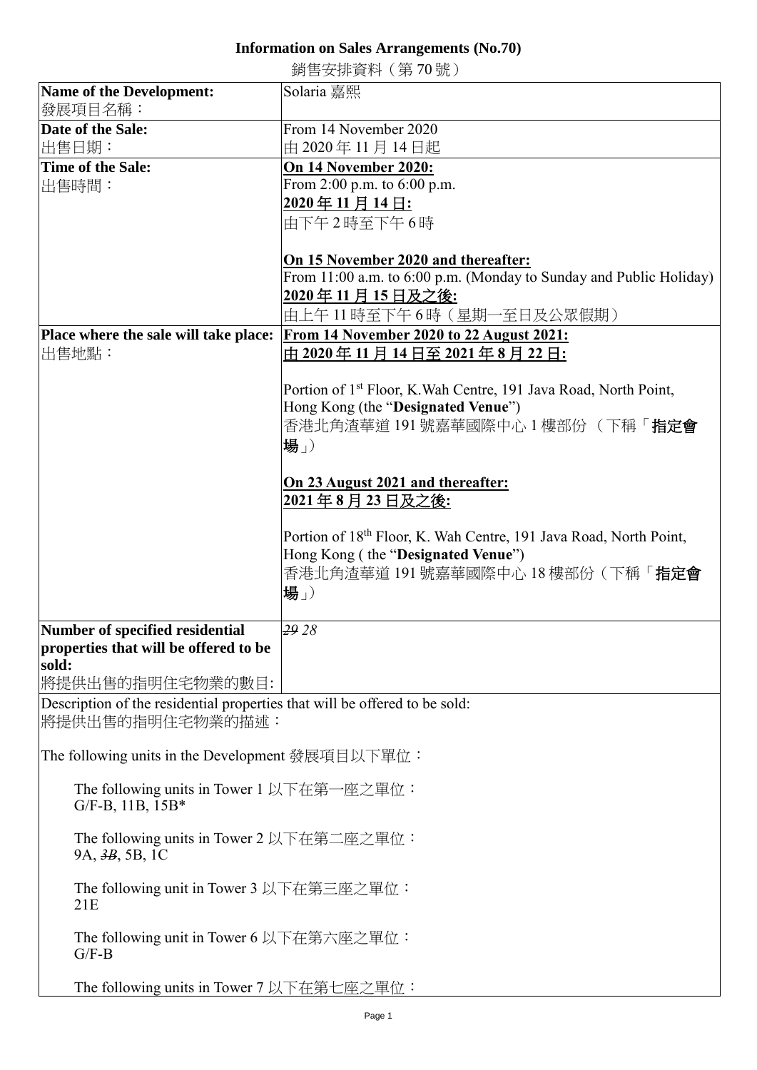# Information on Sales Arrangements (No.70)

銷售安排資料（第 70 號）

| Name of the Development:<br>發展項目名稱： | Solaria 嘉熙 |
|---|---|
| **Date of the Sale:**<br>出售日期： | From 14 November 2020<br>由 2020 年 11 月 14 日起 |
| **Time of the Sale:**<br>出售時間： | **On 14 November 2020:**<br>From 2:00 p.m. to 6:00 p.m.<br>**2020 年 11 月 14 日:**<br>由下午 2 時至下午 6 時<br><br>**On 15 November 2020 and thereafter:**<br>From 11:00 a.m. to 6:00 p.m. (Monday to Sunday and Public Holiday)<br>**2020 年 11 月 15 日及之後:**<br>由上午 11 時至下午 6 時（星期一至日及公眾假期） |
| **Place where the sale will take place:**<br>出售地點： | **From 14 November 2020 to 22 August 2021:**<br>**由 2020 年 11 月 14 日至 2021 年 8 月 22 日:**<br><br>Portion of 1st Floor, K.Wah Centre, 191 Java Road, North Point, Hong Kong (the "**Designated Venue**")<br>香港北角渣華道 191 號嘉華國際中心 1 樓部份 （下稱「**指定會場**」）<br><br>**On 23 August 2021 and thereafter:**<br>**2021 年 8 月 23 日及之後:**<br><br>Portion of 18th Floor, K. Wah Centre, 191 Java Road, North Point, Hong Kong ( the "**Designated Venue**")<br>香港北角渣華道 191 號嘉華國際中心 18 樓部份（下稱「**指定會場**」） |
| **Number of specified residential properties that will be offered to be sold:**<br>將提供出售的指明住宅物業的數目: | ~~29~~ *28* |

Description of the residential properties that will be offered to be sold:
將提供出售的指明住宅物業的描述：

The following units in the Development 發展項目以下單位：

The following units in Tower 1 以下在第一座之單位：
G/F-B, 11B, 15B*

The following units in Tower 2 以下在第二座之單位：
9A, ~~*3B*~~, 5B, 1C

The following unit in Tower 3 以下在第三座之單位：
21E

The following unit in Tower 6 以下在第六座之單位：
G/F-B

The following units in Tower 7 以下在第七座之單位：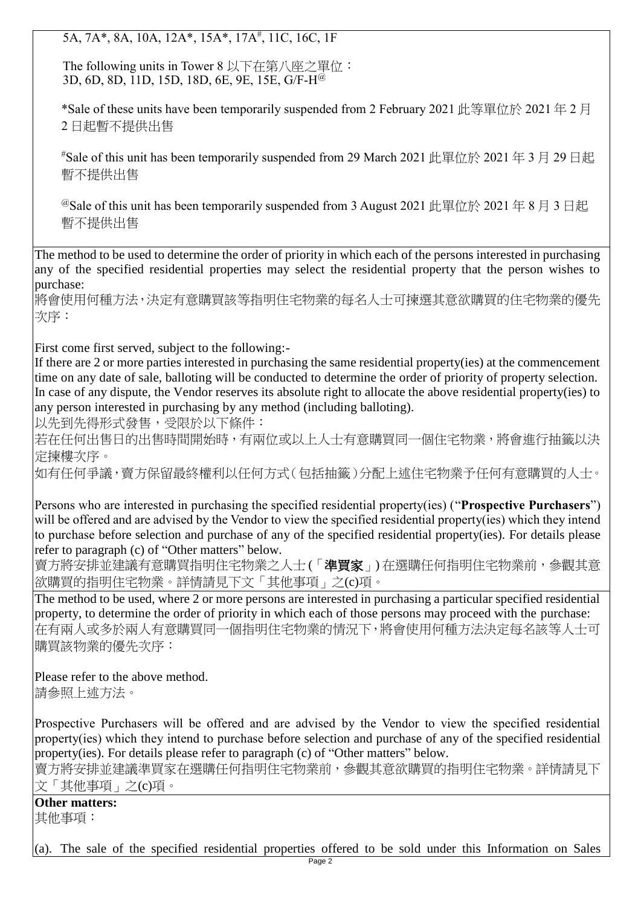5A, 7A*, 8A, 10A, 12A*, 15A*, 17A#, 11C, 16C, 1F

The following units in Tower 8 以下在第八座之單位：
3D, 6D, 8D, 11D, 15D, 18D, 6E, 9E, 15E, G/F-H@

*Sale of these units have been temporarily suspended from 2 February 2021 此等單位於 2021 年 2 月 2 日起暫不提供出售

#Sale of this unit has been temporarily suspended from 29 March 2021 此單位於 2021 年 3 月 29 日起暫不提供出售

@Sale of this unit has been temporarily suspended from 3 August 2021 此單位於 2021 年 8 月 3 日起暫不提供出售

The method to be used to determine the order of priority in which each of the persons interested in purchasing any of the specified residential properties may select the residential property that the person wishes to purchase:
將會使用何種方法，決定有意購買該等指明住宅物業的每名人士可揀選其意欲購買的住宅物業的優先次序：

First come first served, subject to the following:-
If there are 2 or more parties interested in purchasing the same residential property(ies) at the commencement time on any date of sale, balloting will be conducted to determine the order of priority of property selection. In case of any dispute, the Vendor reserves its absolute right to allocate the above residential property(ies) to any person interested in purchasing by any method (including balloting).
以先到先得形式發售，受限於以下條件：
若在任何出售日的出售時間開始時，有兩位或以上人士有意購買同一個住宅物業，將會進行抽籤以決定揀樓次序。
如有任何爭議，賣方保留最終權利以任何方式（包括抽籤）分配上述住宅物業予任何有意購買的人士。

Persons who are interested in purchasing the specified residential property(ies) ("**Prospective Purchasers**") will be offered and are advised by the Vendor to view the specified residential property(ies) which they intend to purchase before selection and purchase of any of the specified residential property(ies). For details please refer to paragraph (c) of "Other matters" below.
賣方將安排並建議有意購買指明住宅物業之人士(「**準買家**」)在選購任何指明住宅物業前，參觀其意欲購買的指明住宅物業。詳情請見下文「其他事項」之(c)項。

The method to be used, where 2 or more persons are interested in purchasing a particular specified residential property, to determine the order of priority in which each of those persons may proceed with the purchase:
在有兩人或多於兩人有意購買同一個指明住宅物業的情況下，將會使用何種方法決定每名該等人士可購買該物業的優先次序：

Please refer to the above method.
請參照上述方法。

Prospective Purchasers will be offered and are advised by the Vendor to view the specified residential property(ies) which they intend to purchase before selection and purchase of any of the specified residential property(ies). For details please refer to paragraph (c) of "Other matters" below.
賣方將安排並建議準買家在選購任何指明住宅物業前，參觀其意欲購買的指明住宅物業。詳情請見下文「其他事項」之(c)項。

**Other matters:**
其他事項：

(a). The sale of the specified residential properties offered to be sold under this Information on Sales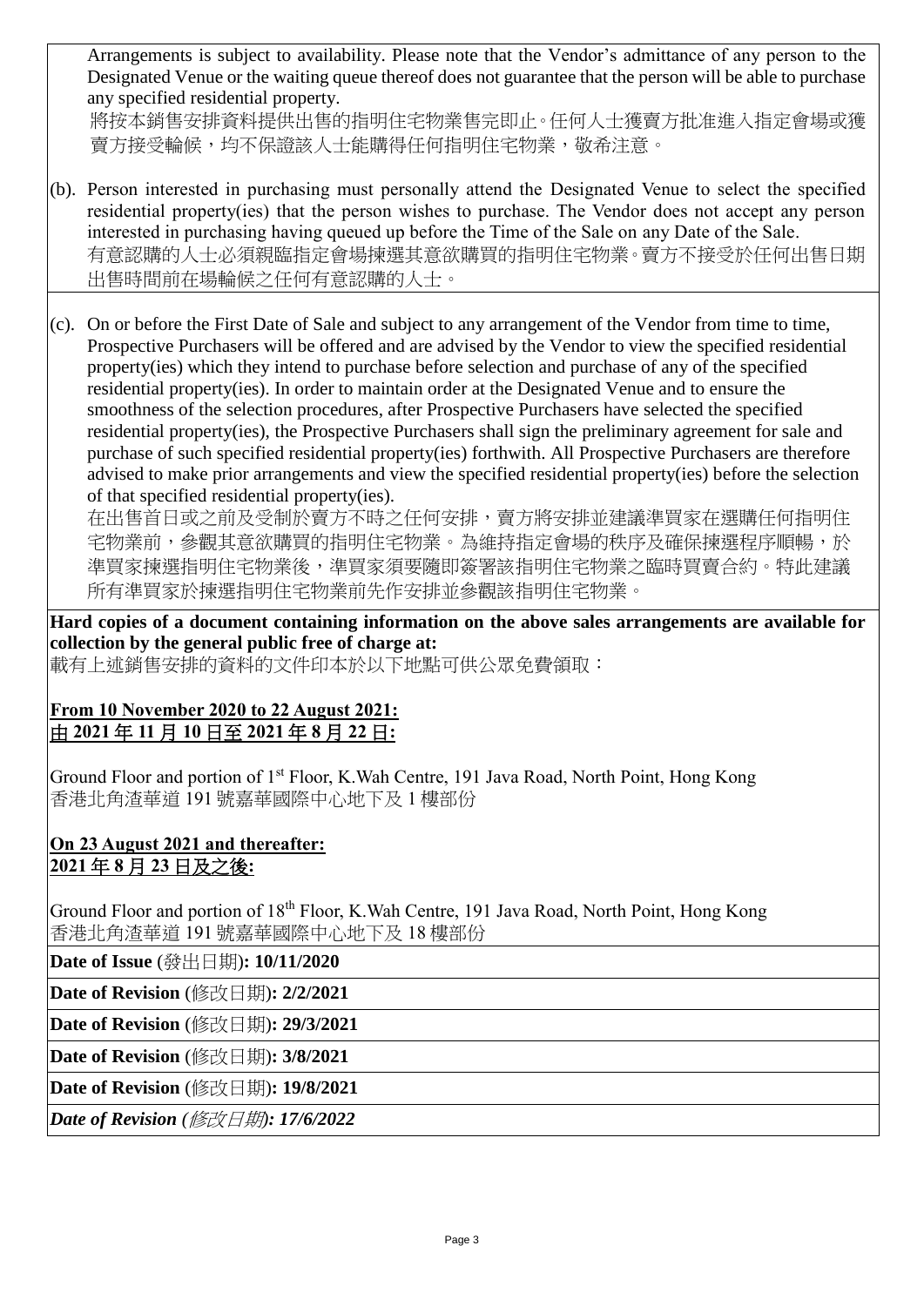Arrangements is subject to availability. Please note that the Vendor's admittance of any person to the Designated Venue or the waiting queue thereof does not guarantee that the person will be able to purchase any specified residential property.
將按本銷售安排資料提供出售的指明住宅物業售完即止。任何人士獲賣方批准進入指定會場或獲賣方接受輪候，均不保證該人士能購得任何指明住宅物業，敬希注意。

(b). Person interested in purchasing must personally attend the Designated Venue to select the specified residential property(ies) that the person wishes to purchase. The Vendor does not accept any person interested in purchasing having queued up before the Time of the Sale on any Date of the Sale.
有意認購的人士必須親臨指定會場揀選其意欲購買的指明住宅物業。賣方不接受於任何出售日期出售時間前在場輪候之任何有意認購的人士。

(c). On or before the First Date of Sale and subject to any arrangement of the Vendor from time to time, Prospective Purchasers will be offered and are advised by the Vendor to view the specified residential property(ies) which they intend to purchase before selection and purchase of any of the specified residential property(ies). In order to maintain order at the Designated Venue and to ensure the smoothness of the selection procedures, after Prospective Purchasers have selected the specified residential property(ies), the Prospective Purchasers shall sign the preliminary agreement for sale and purchase of such specified residential property(ies) forthwith. All Prospective Purchasers are therefore advised to make prior arrangements and view the specified residential property(ies) before the selection of that specified residential property(ies).
在出售首日或之前及受制於賣方不時之任何安排，賣方將安排並建議準買家在選購任何指明住宅物業前，參觀其意欲購買的指明住宅物業。為維持指定會場的秩序及確保揀選程序順暢，於準買家揀選指明住宅物業後，準買家須要隨即簽署該指明住宅物業之臨時買賣合約。特此建議所有準買家於揀選指明住宅物業前先作安排並參觀該指明住宅物業。

**Hard copies of a document containing information on the above sales arrangements are available for collection by the general public free of charge at:**
載有上述銷售安排的資料的文件印本於以下地點可供公眾免費領取：

**From 10 November 2020 to 22 August 2021:**
**由 2021 年 11 月 10 日至 2021 年 8 月 22 日:**

Ground Floor and portion of 1st Floor, K.Wah Centre, 191 Java Road, North Point, Hong Kong
香港北角渣華道 191 號嘉華國際中心地下及 1 樓部份

**On 23 August 2021 and thereafter:**
**2021 年 8 月 23 日及之後:**

Ground Floor and portion of 18th Floor, K.Wah Centre, 191 Java Road, North Point, Hong Kong
香港北角渣華道 191 號嘉華國際中心地下及 18 樓部份

**Date of Issue** (發出日期)**: 10/11/2020**

**Date of Revision** (修改日期)**: 2/2/2021**

**Date of Revision** (修改日期)**: 29/3/2021**

**Date of Revision** (修改日期)**: 3/8/2021**

**Date of Revision** (修改日期)**: 19/8/2021**

***Date of Revision** (修改日期)**: 17/6/2022***